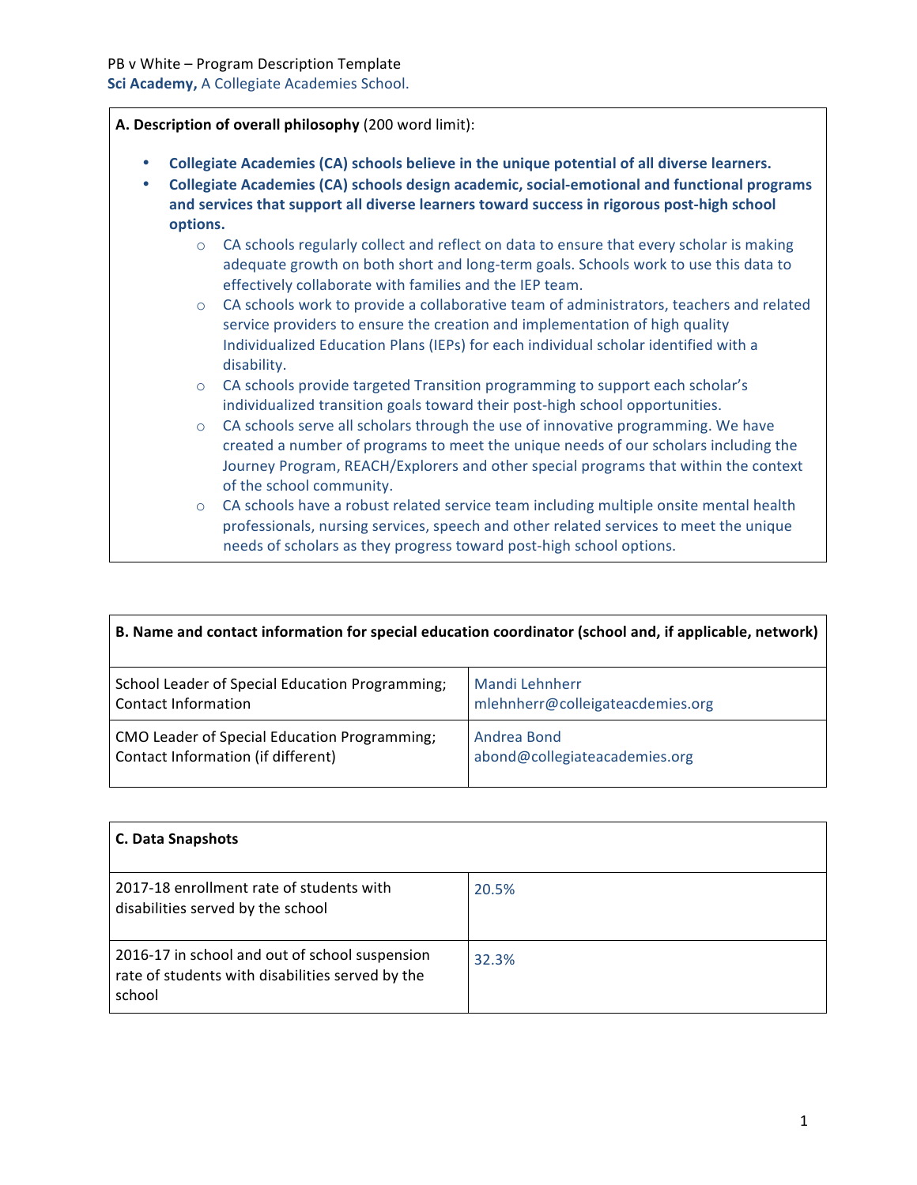PB v White – Program Description Template
**Sci Academy,** A Collegiate Academies School.

**A. Description of overall philosophy** (200 word limit):

- **Collegiate Academies (CA) schools believe in the unique potential of all diverse learners.**
- **Collegiate Academies (CA) schools design academic, social-emotional and functional programs and services that support all diverse learners toward success in rigorous post-high school options.**
  - CA schools regularly collect and reflect on data to ensure that every scholar is making adequate growth on both short and long-term goals. Schools work to use this data to effectively collaborate with families and the IEP team.
  - CA schools work to provide a collaborative team of administrators, teachers and related service providers to ensure the creation and implementation of high quality Individualized Education Plans (IEPs) for each individual scholar identified with a disability.
  - CA schools provide targeted Transition programming to support each scholar's individualized transition goals toward their post-high school opportunities.
  - CA schools serve all scholars through the use of innovative programming. We have created a number of programs to meet the unique needs of our scholars including the Journey Program, REACH/Explorers and other special programs that within the context of the school community.
  - CA schools have a robust related service team including multiple onsite mental health professionals, nursing services, speech and other related services to meet the unique needs of scholars as they progress toward post-high school options.

| **B. Name and contact information for special education coordinator (school and, if applicable, network)** | |
|---|---|
| School Leader of Special Education Programming; Contact Information | Mandi Lehnherr<br>mlehnherr@colleigateacdemies.org |
| CMO Leader of Special Education Programming; Contact Information (if different) | Andrea Bond<br>abond@collegiateacademies.org |

| **C. Data Snapshots** | |
|---|---|
| 2017-18 enrollment rate of students with disabilities served by the school | 20.5% |
| 2016-17 in school and out of school suspension rate of students with disabilities served by the school | 32.3% |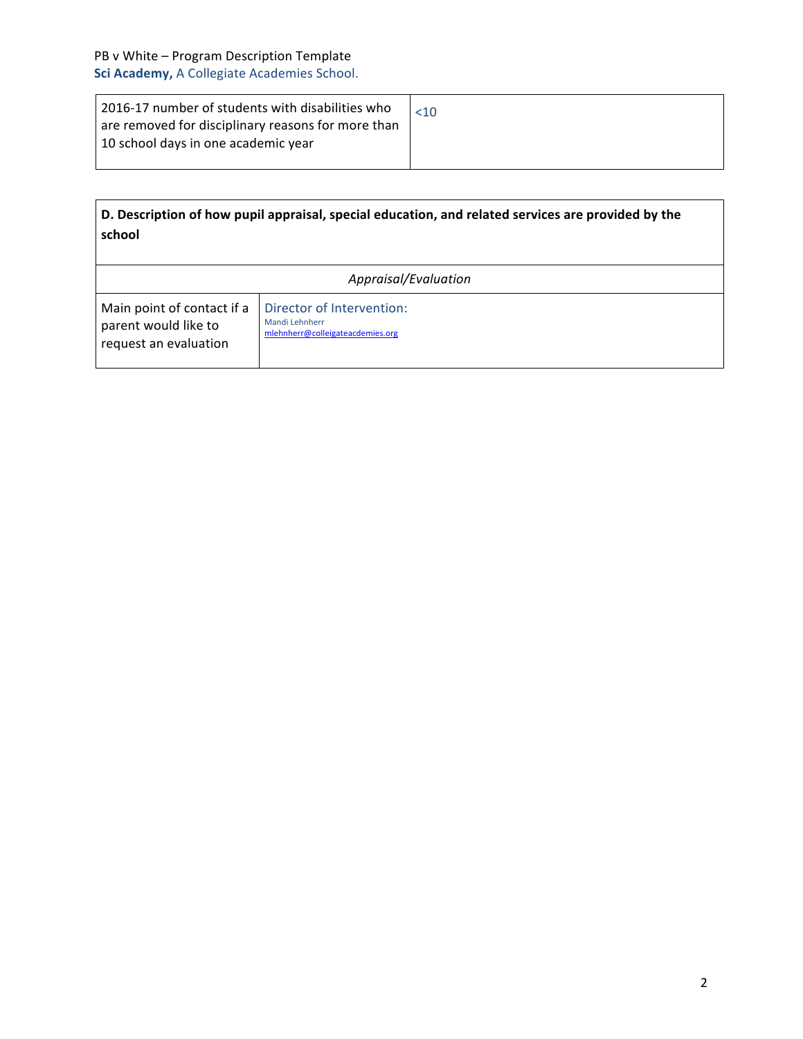| 2016-17 number of students with disabilities who are removed for disciplinary reasons for more than 10 school days in one academic year | <10 |
|---|---|

| D. Description of how pupil appraisal, special education, and related services are provided by the school | |
|---|---|
| *Appraisal/Evaluation* | |
| Main point of contact if a parent would like to request an evaluation | Director of Intervention:<br>Mandi Lehnherr<br>mlehnherr@colleigateacdemies.org |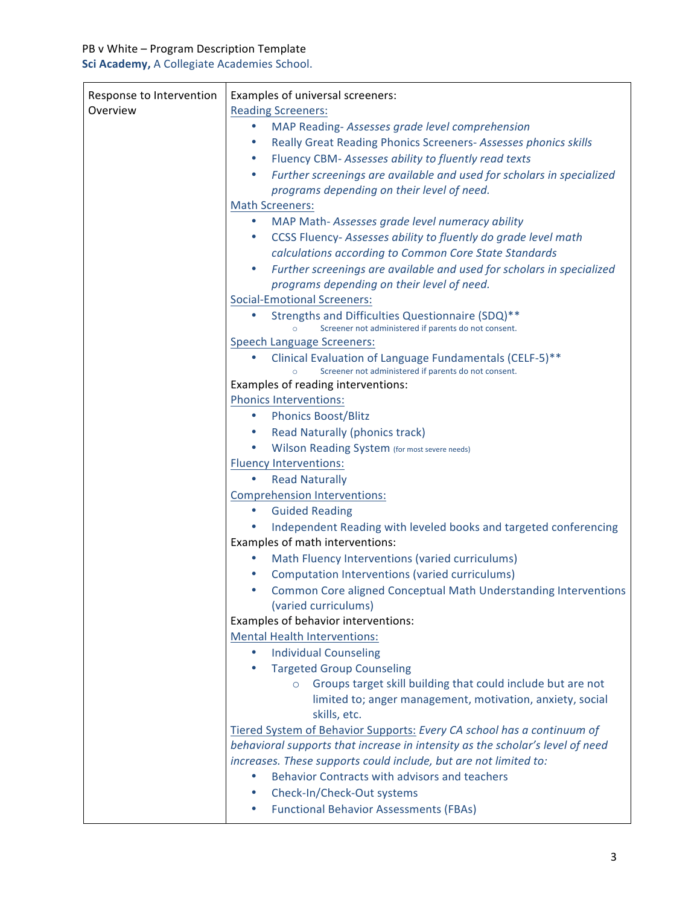| Response to Intervention Overview | Examples of universal screeners:<br>Reading Screeners:<br>• MAP Reading- *Assesses grade level comprehension*<br>• Really Great Reading Phonics Screeners- *Assesses phonics skills*<br>• Fluency CBM- *Assesses ability to fluently read texts*<br>• *Further screenings are available and used for scholars in specialized programs depending on their level of need.*<br>Math Screeners:<br>• MAP Math- *Assesses grade level numeracy ability*<br>• CCSS Fluency- *Assesses ability to fluently do grade level math calculations according to Common Core State Standards*<br>• *Further screenings are available and used for scholars in specialized programs depending on their level of need.*<br>Social-Emotional Screeners:<br>• Strengths and Difficulties Questionnaire (SDQ)**<br>  ○ Screener not administered if parents do not consent.<br>Speech Language Screeners:<br>• Clinical Evaluation of Language Fundamentals (CELF-5)**<br>  ○ Screener not administered if parents do not consent.<br>Examples of reading interventions:<br>Phonics Interventions:<br>• Phonics Boost/Blitz<br>• Read Naturally (phonics track)<br>• Wilson Reading System (for most severe needs)<br>Fluency Interventions:<br>• Read Naturally<br>Comprehension Interventions:<br>• Guided Reading<br>• Independent Reading with leveled books and targeted conferencing<br>Examples of math interventions:<br>• Math Fluency Interventions (varied curriculums)<br>• Computation Interventions (varied curriculums)<br>• Common Core aligned Conceptual Math Understanding Interventions (varied curriculums)<br>Examples of behavior interventions:<br>Mental Health Interventions:<br>• Individual Counseling<br>• Targeted Group Counseling<br>  ○ Groups target skill building that could include but are not limited to; anger management, motivation, anxiety, social skills, etc.<br>Tiered System of Behavior Supports: *Every CA school has a continuum of behavioral supports that increase in intensity as the scholar's level of need increases. These supports could include, but are not limited to:*<br>• Behavior Contracts with advisors and teachers<br>• Check-In/Check-Out systems<br>• Functional Behavior Assessments (FBAs) |
|---|---|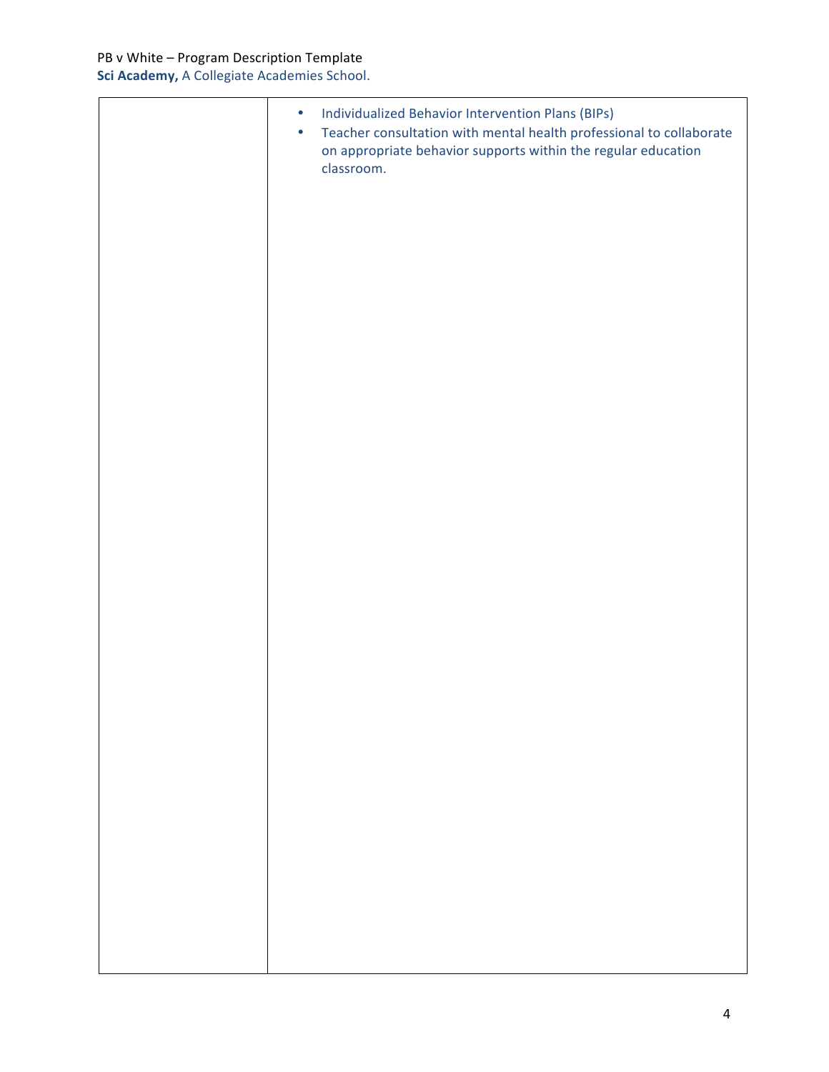| | |
|---|---|
| | • Individualized Behavior Intervention Plans (BIPs)<br>• Teacher consultation with mental health professional to collaborate on appropriate behavior supports within the regular education classroom. |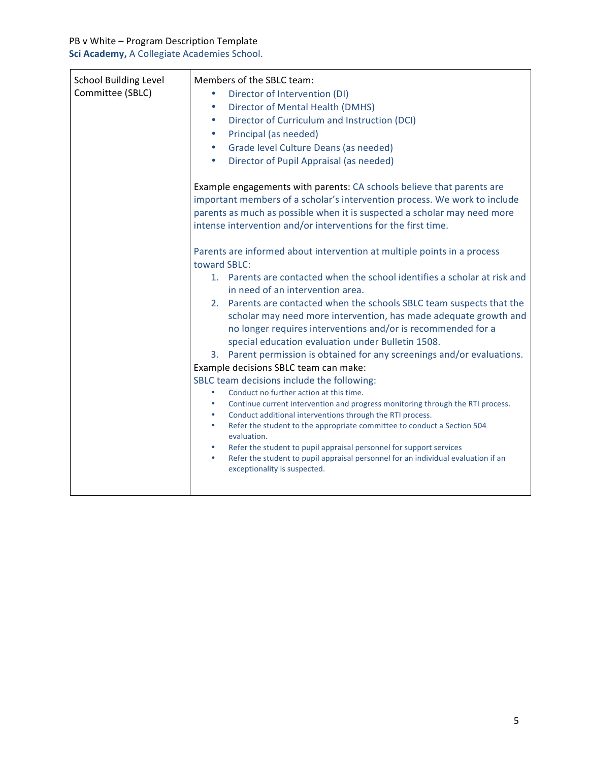| School Building Level Committee (SBLC) | Members of the SBLC team:<br>• Director of Intervention (DI)<br>• Director of Mental Health (DMHS)<br>• Director of Curriculum and Instruction (DCI)<br>• Principal (as needed)<br>• Grade level Culture Deans (as needed)<br>• Director of Pupil Appraisal (as needed)<br><br>Example engagements with parents: CA schools believe that parents are important members of a scholar's intervention process. We work to include parents as much as possible when it is suspected a scholar may need more intense intervention and/or interventions for the first time.<br><br>Parents are informed about intervention at multiple points in a process toward SBLC:<br>1. Parents are contacted when the school identifies a scholar at risk and in need of an intervention area.<br>2. Parents are contacted when the schools SBLC team suspects that the scholar may need more intervention, has made adequate growth and no longer requires interventions and/or is recommended for a special education evaluation under Bulletin 1508.<br>3. Parent permission is obtained for any screenings and/or evaluations.<br>Example decisions SBLC team can make:<br>SBLC team decisions include the following:<br>• Conduct no further action at this time.<br>• Continue current intervention and progress monitoring through the RTI process.<br>• Conduct additional interventions through the RTI process.<br>• Refer the student to the appropriate committee to conduct a Section 504 evaluation.<br>• Refer the student to pupil appraisal personnel for support services<br>• Refer the student to pupil appraisal personnel for an individual evaluation if an exceptionality is suspected. |
|---|---|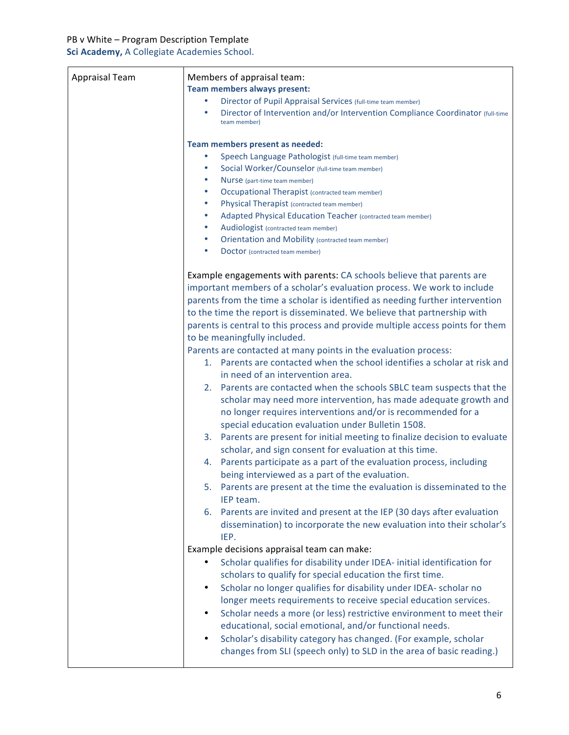| Appraisal Team | Members of appraisal team:<br>**Team members always present:**<br>• Director of Pupil Appraisal Services (full-time team member)<br>• Director of Intervention and/or Intervention Compliance Coordinator (full-time team member)<br><br>**Team members present as needed:**<br>• Speech Language Pathologist (full-time team member)<br>• Social Worker/Counselor (full-time team member)<br>• Nurse (part-time team member)<br>• Occupational Therapist (contracted team member)<br>• Physical Therapist (contracted team member)<br>• Adapted Physical Education Teacher (contracted team member)<br>• Audiologist (contracted team member)<br>• Orientation and Mobility (contracted team member)<br>• Doctor (contracted team member)<br><br>Example engagements with parents: CA schools believe that parents are important members of a scholar's evaluation process. We work to include parents from the time a scholar is identified as needing further intervention to the time the report is disseminated. We believe that partnership with parents is central to this process and provide multiple access points for them to be meaningfully included.<br>Parents are contacted at many points in the evaluation process:<br>1. Parents are contacted when the school identifies a scholar at risk and in need of an intervention area.<br>2. Parents are contacted when the schools SBLC team suspects that the scholar may need more intervention, has made adequate growth and no longer requires interventions and/or is recommended for a special education evaluation under Bulletin 1508.<br>3. Parents are present for initial meeting to finalize decision to evaluate scholar, and sign consent for evaluation at this time.<br>4. Parents participate as a part of the evaluation process, including being interviewed as a part of the evaluation.<br>5. Parents are present at the time the evaluation is disseminated to the IEP team.<br>6. Parents are invited and present at the IEP (30 days after evaluation dissemination) to incorporate the new evaluation into their scholar's IEP.<br><br>Example decisions appraisal team can make:<br>• Scholar qualifies for disability under IDEA- initial identification for scholars to qualify for special education the first time.<br>• Scholar no longer qualifies for disability under IDEA- scholar no longer meets requirements to receive special education services.<br>• Scholar needs a more (or less) restrictive environment to meet their educational, social emotional, and/or functional needs.<br>• Scholar's disability category has changed. (For example, scholar changes from SLI (speech only) to SLD in the area of basic reading.) |
|---|---|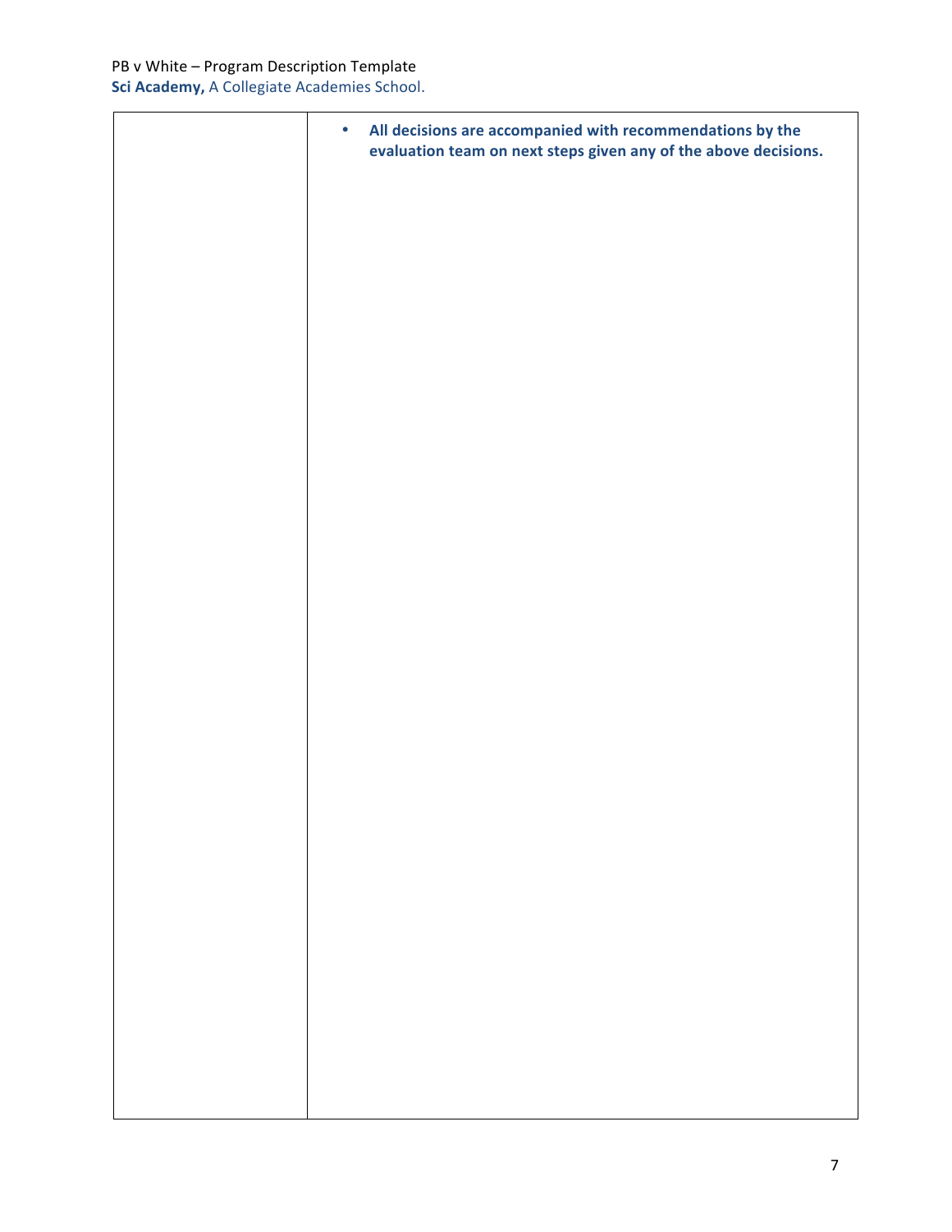| | |
|---|---|
| | • **All decisions are accompanied with recommendations by the evaluation team on next steps given any of the above decisions.** |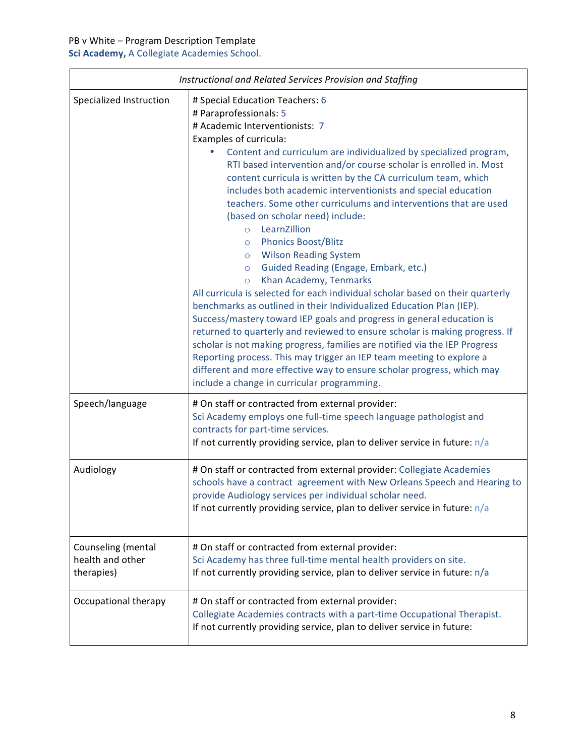PB v White – Program Description Template
**Sci Academy,** A Collegiate Academies School.

| *Instructional and Related Services Provision and Staffing* | |
|---|---|
| Specialized Instruction | # Special Education Teachers: 6<br># Paraprofessionals: 5<br># Academic Interventionists: 7<br>Examples of curricula:<br>• Content and curriculum are individualized by specialized program, RTI based intervention and/or course scholar is enrolled in. Most content curricula is written by the CA curriculum team, which includes both academic interventionists and special education teachers. Some other curriculums and interventions that are used (based on scholar need) include:<br>○ LearnZillion<br>○ Phonics Boost/Blitz<br>○ Wilson Reading System<br>○ Guided Reading (Engage, Embark, etc.)<br>○ Khan Academy, Tenmarks<br>All curricula is selected for each individual scholar based on their quarterly benchmarks as outlined in their Individualized Education Plan (IEP). Success/mastery toward IEP goals and progress in general education is returned to quarterly and reviewed to ensure scholar is making progress. If scholar is not making progress, families are notified via the IEP Progress Reporting process. This may trigger an IEP team meeting to explore a different and more effective way to ensure scholar progress, which may include a change in curricular programming. |
| Speech/language | # On staff or contracted from external provider:<br>Sci Academy employs one full-time speech language pathologist and contracts for part-time services.<br>If not currently providing service, plan to deliver service in future: n/a |
| Audiology | # On staff or contracted from external provider: Collegiate Academies schools have a contract agreement with New Orleans Speech and Hearing to provide Audiology services per individual scholar need.<br>If not currently providing service, plan to deliver service in future: n/a |
| Counseling (mental health and other therapies) | # On staff or contracted from external provider:<br>Sci Academy has three full-time mental health providers on site.<br>If not currently providing service, plan to deliver service in future: n/a |
| Occupational therapy | # On staff or contracted from external provider:<br>Collegiate Academies contracts with a part-time Occupational Therapist.<br>If not currently providing service, plan to deliver service in future: |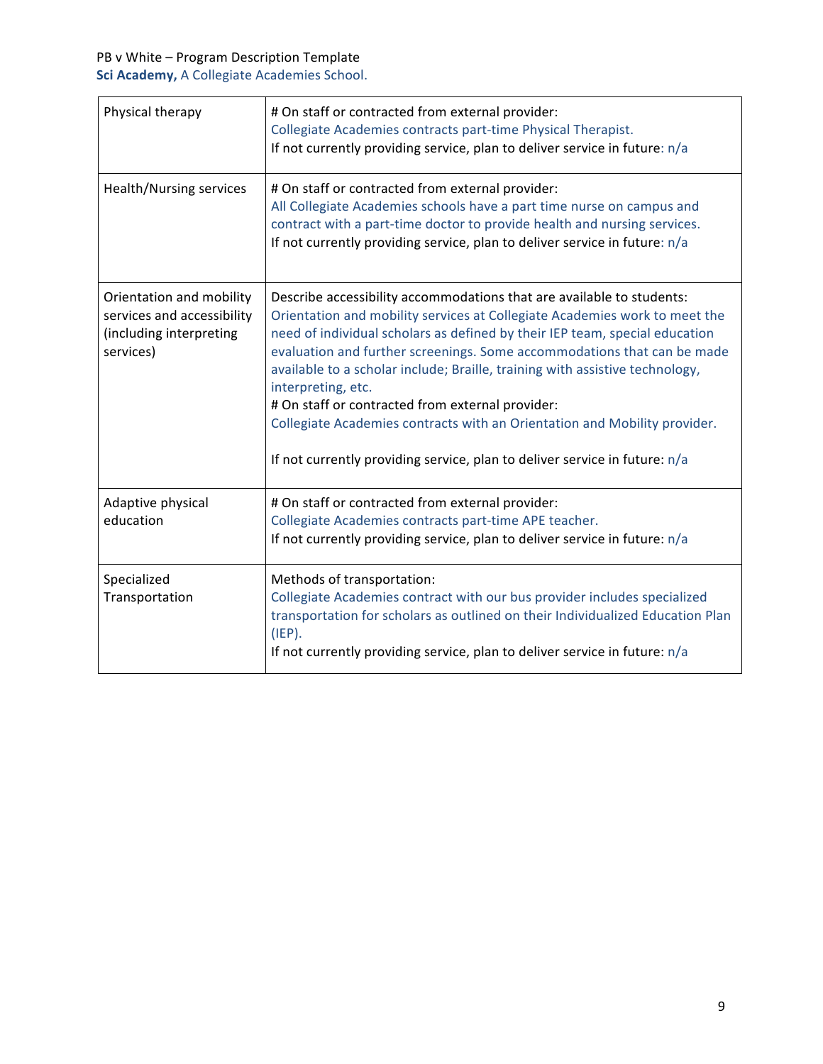| | |
|---|---|
| Physical therapy | # On staff or contracted from external provider:<br>Collegiate Academies contracts part-time Physical Therapist.<br>If not currently providing service, plan to deliver service in future: n/a |
| Health/Nursing services | # On staff or contracted from external provider:<br>All Collegiate Academies schools have a part time nurse on campus and contract with a part-time doctor to provide health and nursing services.<br>If not currently providing service, plan to deliver service in future: n/a |
| Orientation and mobility services and accessibility (including interpreting services) | Describe accessibility accommodations that are available to students:<br>Orientation and mobility services at Collegiate Academies work to meet the need of individual scholars as defined by their IEP team, special education evaluation and further screenings. Some accommodations that can be made available to a scholar include; Braille, training with assistive technology, interpreting, etc.<br># On staff or contracted from external provider:<br>Collegiate Academies contracts with an Orientation and Mobility provider.<br><br>If not currently providing service, plan to deliver service in future: n/a |
| Adaptive physical education | # On staff or contracted from external provider:<br>Collegiate Academies contracts part-time APE teacher.<br>If not currently providing service, plan to deliver service in future: n/a |
| Specialized Transportation | Methods of transportation:<br>Collegiate Academies contract with our bus provider includes specialized transportation for scholars as outlined on their Individualized Education Plan (IEP).<br>If not currently providing service, plan to deliver service in future: n/a |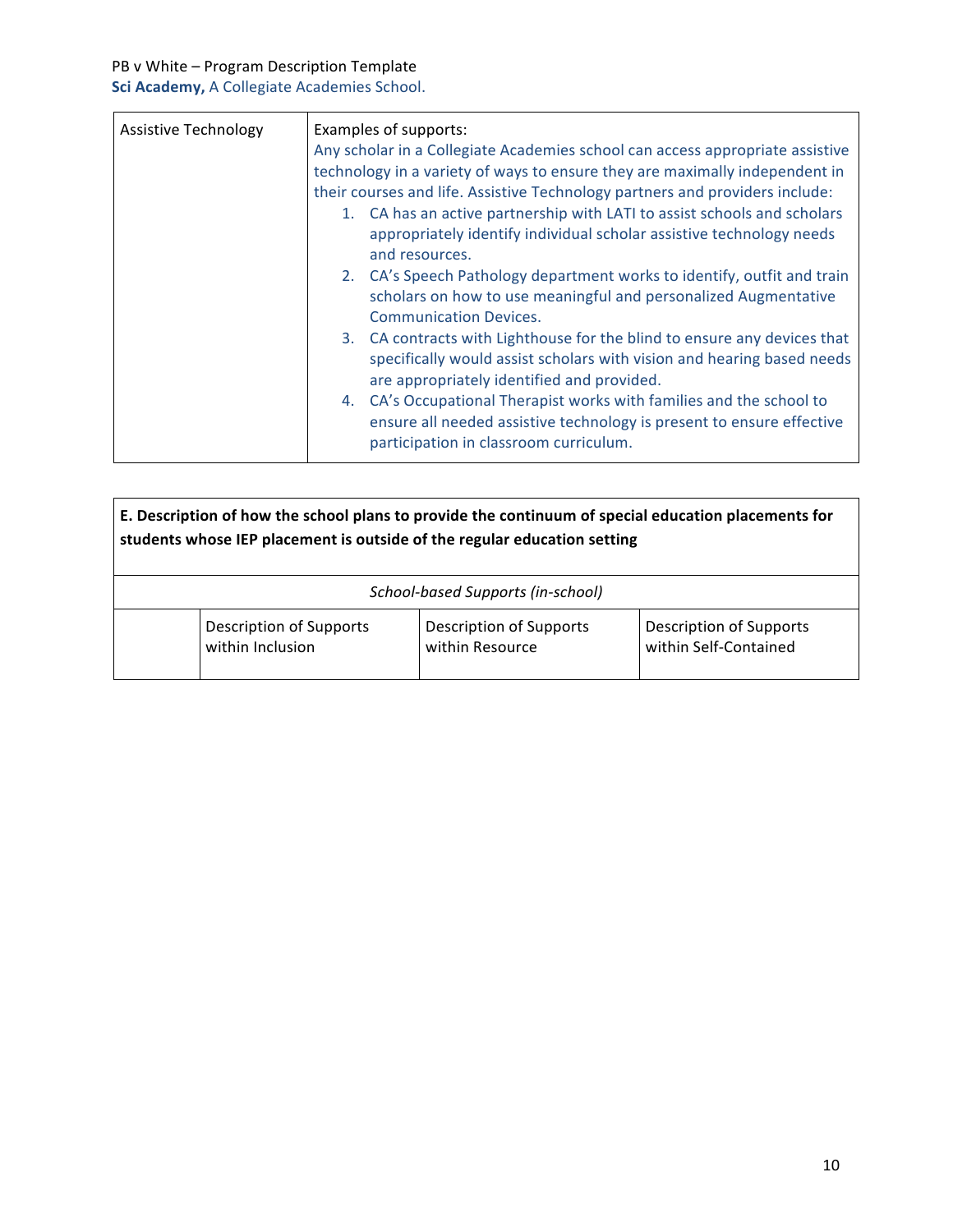| Assistive Technology | Examples of supports:<br>Any scholar in a Collegiate Academies school can access appropriate assistive technology in a variety of ways to ensure they are maximally independent in their courses and life. Assistive Technology partners and providers include:<br>1. CA has an active partnership with LATI to assist schools and scholars appropriately identify individual scholar assistive technology needs and resources.<br>2. CA's Speech Pathology department works to identify, outfit and train scholars on how to use meaningful and personalized Augmentative Communication Devices.<br>3. CA contracts with Lighthouse for the blind to ensure any devices that specifically would assist scholars with vision and hearing based needs are appropriately identified and provided.<br>4. CA's Occupational Therapist works with families and the school to ensure all needed assistive technology is present to ensure effective participation in classroom curriculum. |
|---|---|

| **E. Description of how the school plans to provide the continuum of special education placements for students whose IEP placement is outside of the regular education setting** | | | |
|---|---|---|---|
| *School-based Supports (in-school)* | | | |
| | Description of Supports within Inclusion | Description of Supports within Resource | Description of Supports within Self-Contained |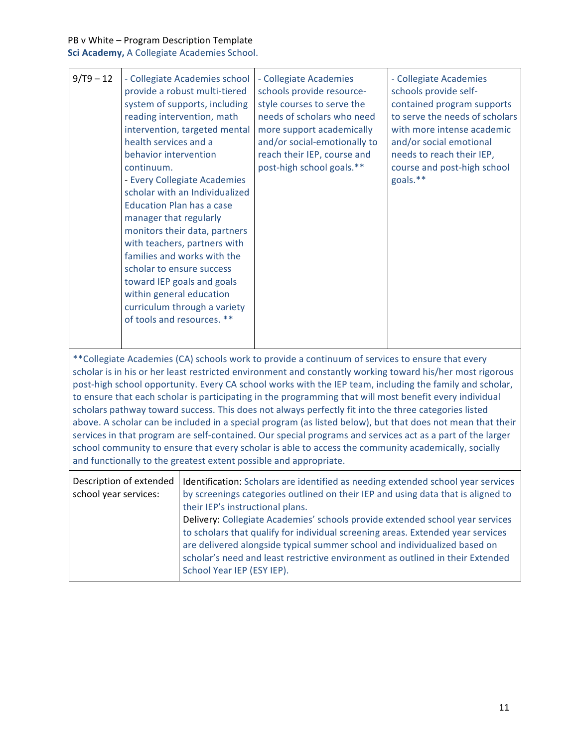| 9/T9 – 12 | - Collegiate Academies school provide a robust multi-tiered system of supports, including reading intervention, math intervention, targeted mental health services and a behavior intervention continuum.<br>- Every Collegiate Academies scholar with an Individualized Education Plan has a case manager that regularly monitors their data, partners with teachers, partners with families and works with the scholar to ensure success toward IEP goals and goals within general education curriculum through a variety of tools and resources. ** | - Collegiate Academies schools provide resource-style courses to serve the needs of scholars who need more support academically and/or social-emotionally to reach their IEP, course and post-high school goals.** | - Collegiate Academies schools provide self-contained program supports to serve the needs of scholars with more intense academic and/or social emotional needs to reach their IEP, course and post-high school goals.** |
|---|---|---|---|

**Collegiate Academies (CA) schools work to provide a continuum of services to ensure that every scholar is in his or her least restricted environment and constantly working toward his/her most rigorous post-high school opportunity. Every CA school works with the IEP team, including the family and scholar, to ensure that each scholar is participating in the programming that will most benefit every individual scholars pathway toward success. This does not always perfectly fit into the three categories listed above. A scholar can be included in a special program (as listed below), but that does not mean that their services in that program are self-contained. Our special programs and services act as a part of the larger school community to ensure that every scholar is able to access the community academically, socially and functionally to the greatest extent possible and appropriate.

| Description of extended school year services: | Identification: Scholars are identified as needing extended school year services by screenings categories outlined on their IEP and using data that is aligned to their IEP's instructional plans.<br>Delivery: Collegiate Academies' schools provide extended school year services to scholars that qualify for individual screening areas. Extended year services are delivered alongside typical summer school and individualized based on scholar's need and least restrictive environment as outlined in their Extended School Year IEP (ESY IEP). |
|---|---|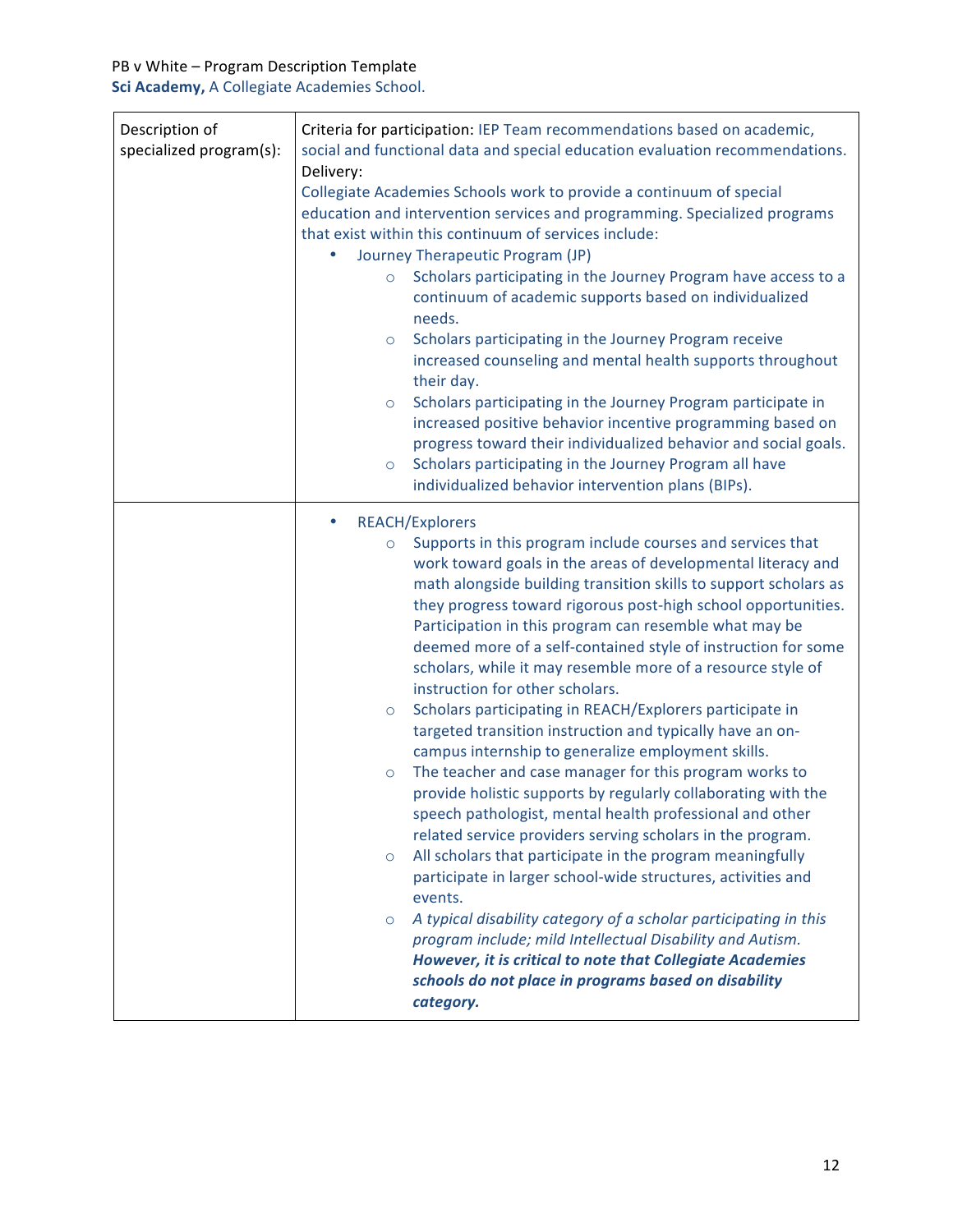| Description of specialized program(s): | Criteria for participation: IEP Team recommendations based on academic, social and functional data and special education evaluation recommendations.<br>Delivery:<br>Collegiate Academies Schools work to provide a continuum of special education and intervention services and programming. Specialized programs that exist within this continuum of services include:<br>• Journey Therapeutic Program (JP)<br>  ◦ Scholars participating in the Journey Program have access to a continuum of academic supports based on individualized needs.<br>  ◦ Scholars participating in the Journey Program receive increased counseling and mental health supports throughout their day.<br>  ◦ Scholars participating in the Journey Program participate in increased positive behavior incentive programming based on progress toward their individualized behavior and social goals.<br>  ◦ Scholars participating in the Journey Program all have individualized behavior intervention plans (BIPs). |
|---|---|
| | • REACH/Explorers<br>  ◦ Supports in this program include courses and services that work toward goals in the areas of developmental literacy and math alongside building transition skills to support scholars as they progress toward rigorous post-high school opportunities. Participation in this program can resemble what may be deemed more of a self-contained style of instruction for some scholars, while it may resemble more of a resource style of instruction for other scholars.<br>  ◦ Scholars participating in REACH/Explorers participate in targeted transition instruction and typically have an on-campus internship to generalize employment skills.<br>  ◦ The teacher and case manager for this program works to provide holistic supports by regularly collaborating with the speech pathologist, mental health professional and other related service providers serving scholars in the program.<br>  ◦ All scholars that participate in the program meaningfully participate in larger school-wide structures, activities and events.<br>  ◦ *A typical disability category of a scholar participating in this program include; mild Intellectual Disability and Autism.* ***However, it is critical to note that Collegiate Academies schools do not place in programs based on disability category.*** |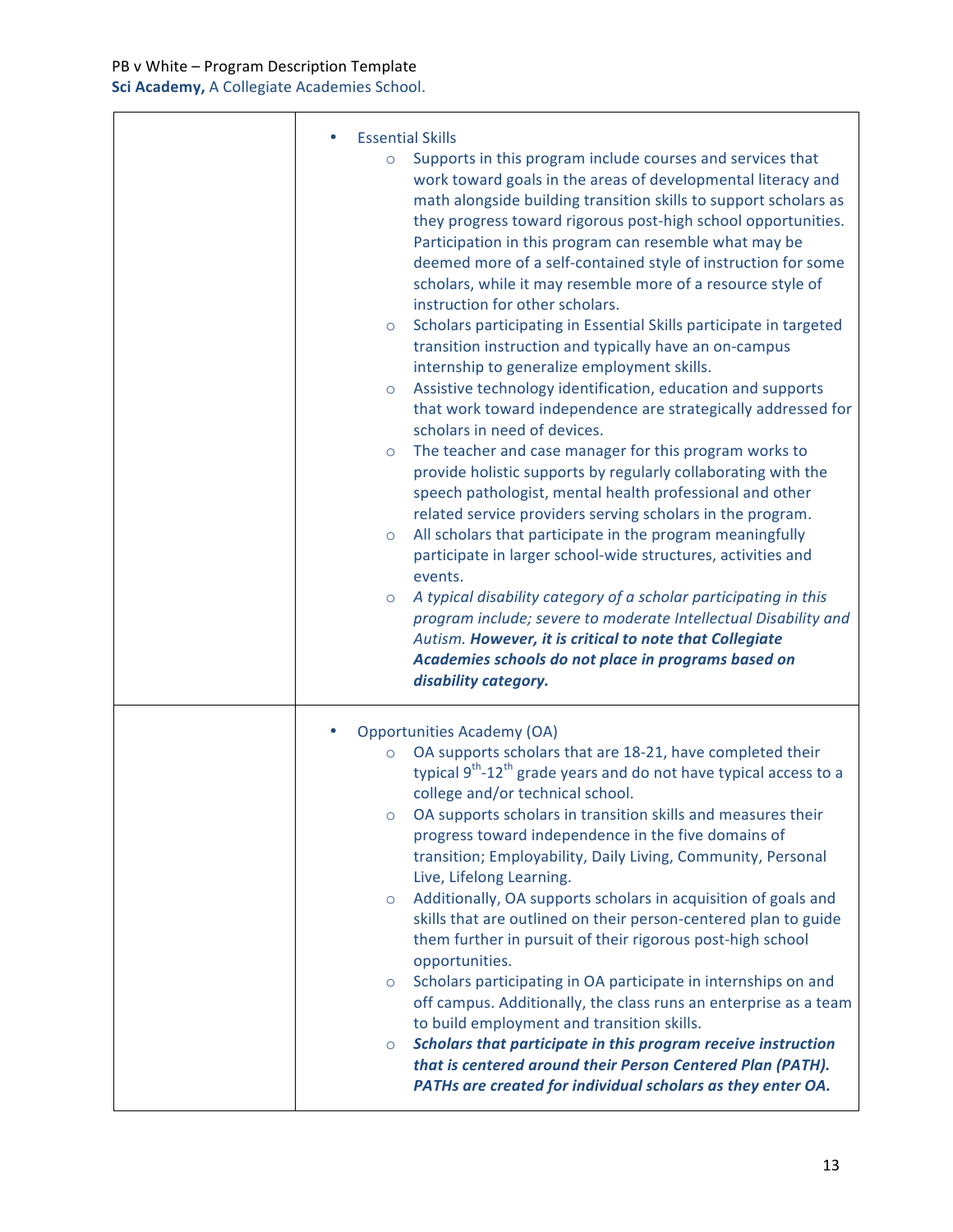| | |
|---|---|
| | • Essential Skills<br>  ○ Supports in this program include courses and services that work toward goals in the areas of developmental literacy and math alongside building transition skills to support scholars as they progress toward rigorous post-high school opportunities. Participation in this program can resemble what may be deemed more of a self-contained style of instruction for some scholars, while it may resemble more of a resource style of instruction for other scholars.<br>  ○ Scholars participating in Essential Skills participate in targeted transition instruction and typically have an on-campus internship to generalize employment skills.<br>  ○ Assistive technology identification, education and supports that work toward independence are strategically addressed for scholars in need of devices.<br>  ○ The teacher and case manager for this program works to provide holistic supports by regularly collaborating with the speech pathologist, mental health professional and other related service providers serving scholars in the program.<br>  ○ All scholars that participate in the program meaningfully participate in larger school-wide structures, activities and events.<br>  ○ *A typical disability category of a scholar participating in this program include; severe to moderate Intellectual Disability and Autism.* ***However, it is critical to note that Collegiate Academies schools do not place in programs based on disability category.*** |
| | • Opportunities Academy (OA)<br>  ○ OA supports scholars that are 18-21, have completed their typical 9th-12th grade years and do not have typical access to a college and/or technical school.<br>  ○ OA supports scholars in transition skills and measures their progress toward independence in the five domains of transition; Employability, Daily Living, Community, Personal Live, Lifelong Learning.<br>  ○ Additionally, OA supports scholars in acquisition of goals and skills that are outlined on their person-centered plan to guide them further in pursuit of their rigorous post-high school opportunities.<br>  ○ Scholars participating in OA participate in internships on and off campus. Additionally, the class runs an enterprise as a team to build employment and transition skills.<br>  ○ ***Scholars that participate in this program receive instruction that is centered around their Person Centered Plan (PATH). PATHs are created for individual scholars as they enter OA.*** |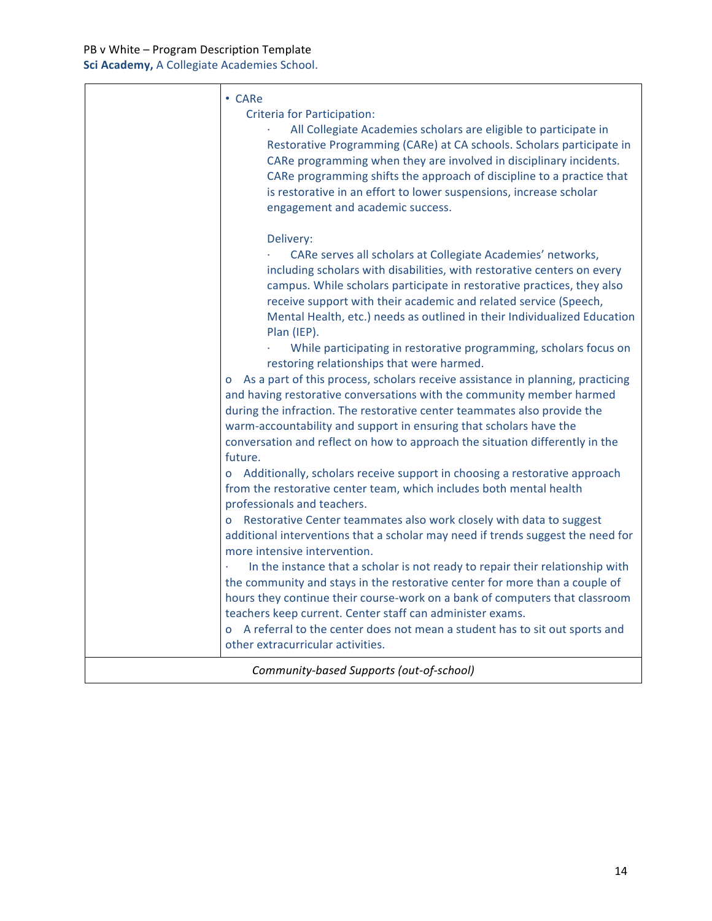| | • CARe<br>Criteria for Participation:<br>· All Collegiate Academies scholars are eligible to participate in Restorative Programming (CARe) at CA schools. Scholars participate in CARe programming when they are involved in disciplinary incidents. CARe programming shifts the approach of discipline to a practice that is restorative in an effort to lower suspensions, increase scholar engagement and academic success.<br><br>Delivery:<br>· CARe serves all scholars at Collegiate Academies' networks, including scholars with disabilities, with restorative centers on every campus. While scholars participate in restorative practices, they also receive support with their academic and related service (Speech, Mental Health, etc.) needs as outlined in their Individualized Education Plan (IEP).<br>· While participating in restorative programming, scholars focus on restoring relationships that were harmed.<br>o As a part of this process, scholars receive assistance in planning, practicing and having restorative conversations with the community member harmed during the infraction. The restorative center teammates also provide the warm-accountability and support in ensuring that scholars have the conversation and reflect on how to approach the situation differently in the future.<br>o Additionally, scholars receive support in choosing a restorative approach from the restorative center team, which includes both mental health professionals and teachers.<br>o Restorative Center teammates also work closely with data to suggest additional interventions that a scholar may need if trends suggest the need for more intensive intervention.<br>· In the instance that a scholar is not ready to repair their relationship with the community and stays in the restorative center for more than a couple of hours they continue their course-work on a bank of computers that classroom teachers keep current. Center staff can administer exams.<br>o A referral to the center does not mean a student has to sit out sports and other extracurricular activities. |
|---|---|
| *Community-based Supports (out-of-school)* | |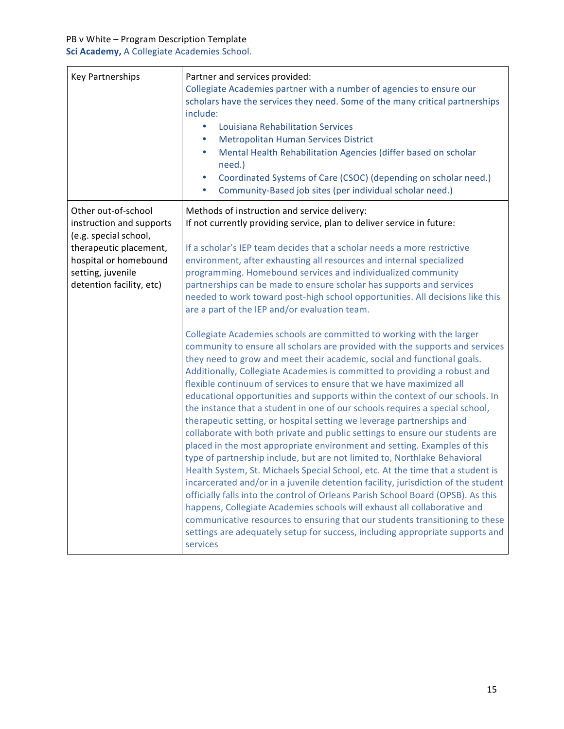| | |
|---|---|
| Key Partnerships | Partner and services provided:<br>Collegiate Academies partner with a number of agencies to ensure our scholars have the services they need. Some of the many critical partnerships include:<br>• Louisiana Rehabilitation Services<br>• Metropolitan Human Services District<br>• Mental Health Rehabilitation Agencies (differ based on scholar need.)<br>• Coordinated Systems of Care (CSOC) (depending on scholar need.)<br>• Community-Based job sites (per individual scholar need.) |
| Other out-of-school instruction and supports (e.g. special school, therapeutic placement, hospital or homebound setting, juvenile detention facility, etc) | Methods of instruction and service delivery:<br>If not currently providing service, plan to deliver service in future:<br><br>If a scholar's IEP team decides that a scholar needs a more restrictive environment, after exhausting all resources and internal specialized programming. Homebound services and individualized community partnerships can be made to ensure scholar has supports and services needed to work toward post-high school opportunities. All decisions like this are a part of the IEP and/or evaluation team.<br><br>Collegiate Academies schools are committed to working with the larger community to ensure all scholars are provided with the supports and services they need to grow and meet their academic, social and functional goals. Additionally, Collegiate Academies is committed to providing a robust and flexible continuum of services to ensure that we have maximized all educational opportunities and supports within the context of our schools. In the instance that a student in one of our schools requires a special school, therapeutic setting, or hospital setting we leverage partnerships and collaborate with both private and public settings to ensure our students are placed in the most appropriate environment and setting. Examples of this type of partnership include, but are not limited to, Northlake Behavioral Health System, St. Michaels Special School, etc. At the time that a student is incarcerated and/or in a juvenile detention facility, jurisdiction of the student officially falls into the control of Orleans Parish School Board (OPSB). As this happens, Collegiate Academies schools will exhaust all collaborative and communicative resources to ensuring that our students transitioning to these settings are adequately setup for success, including appropriate supports and services |